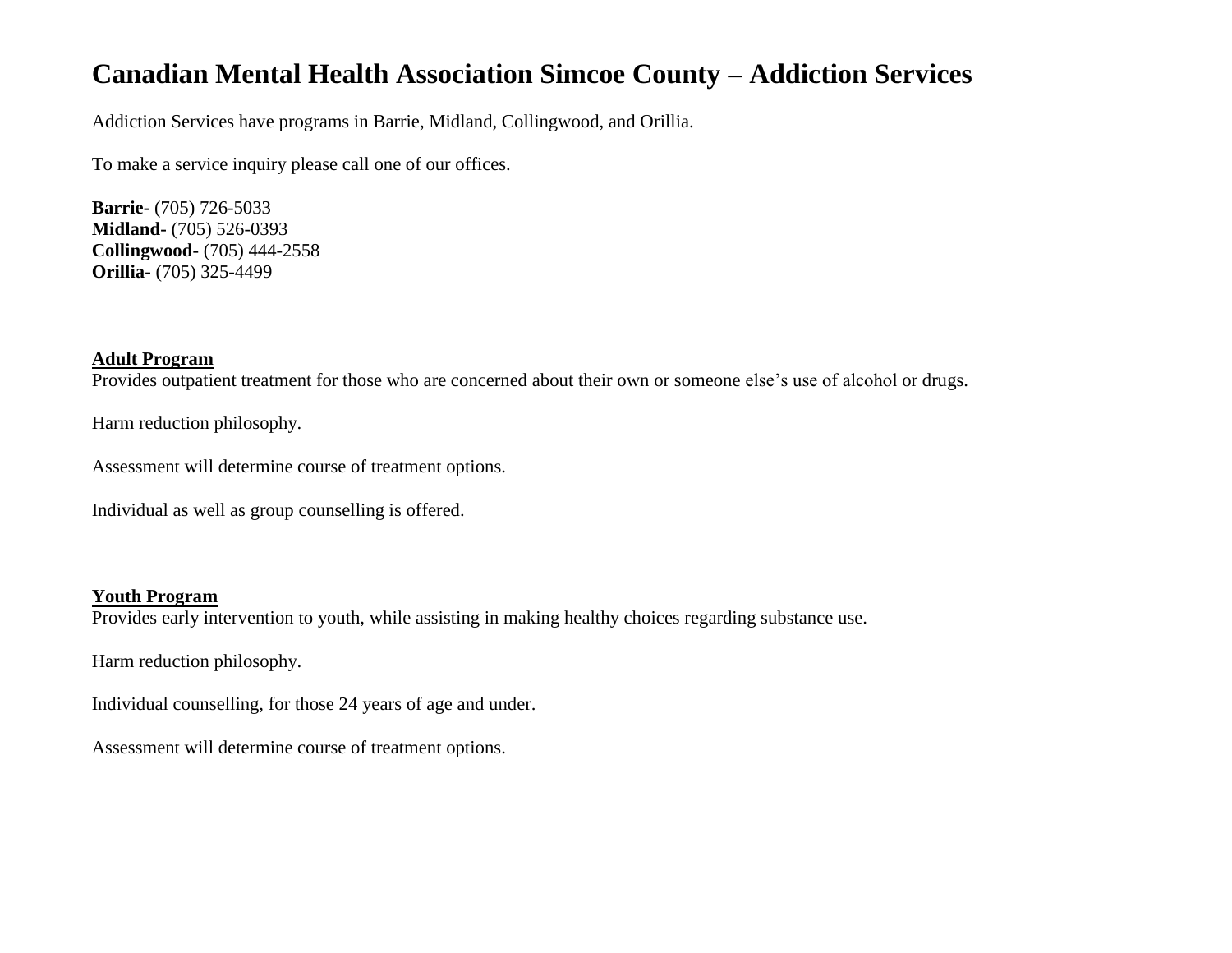# Canadian Mental Health Association Simcoe County – Addiction Services

Addiction Services have programs in Barrie, Midland, Collingwood, and Orillia.

To make a service inquiry please call one of our offices.

**Barrie-** (705) 726-5033
**Midland-** (705) 526-0393
**Collingwood-** (705) 444-2558
**Orillia-** (705) 325-4499

**Adult Program**

Provides outpatient treatment for those who are concerned about their own or someone else's use of alcohol or drugs.

Harm reduction philosophy.

Assessment will determine course of treatment options.

Individual as well as group counselling is offered.

**Youth Program**

Provides early intervention to youth, while assisting in making healthy choices regarding substance use.

Harm reduction philosophy.

Individual counselling, for those 24 years of age and under.

Assessment will determine course of treatment options.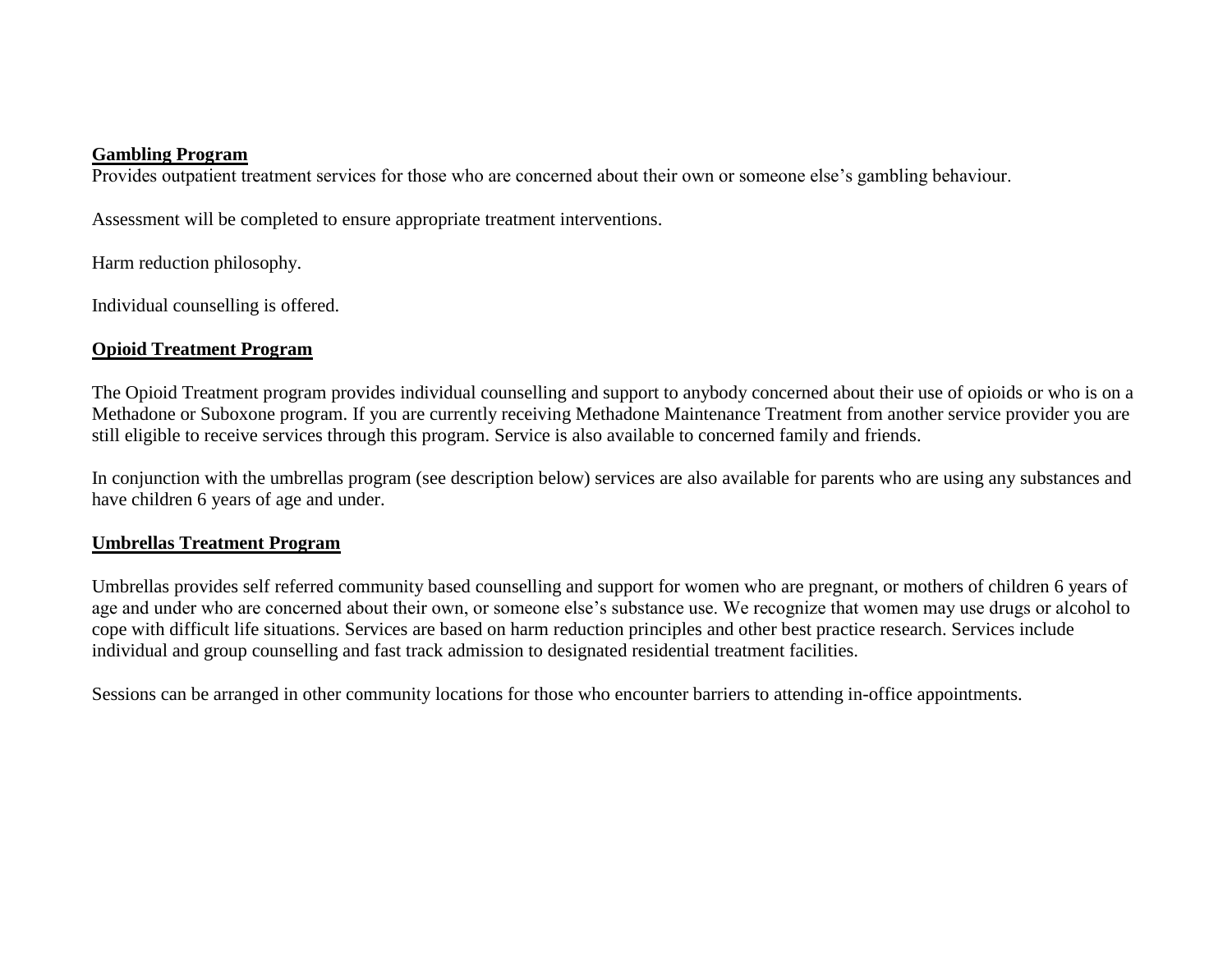**Gambling Program**

Provides outpatient treatment services for those who are concerned about their own or someone else's gambling behaviour.

Assessment will be completed to ensure appropriate treatment interventions.

Harm reduction philosophy.

Individual counselling is offered.

**Opioid Treatment Program**

The Opioid Treatment program provides individual counselling and support to anybody concerned about their use of opioids or who is on a Methadone or Suboxone program. If you are currently receiving Methadone Maintenance Treatment from another service provider you are still eligible to receive services through this program. Service is also available to concerned family and friends.

In conjunction with the umbrellas program (see description below) services are also available for parents who are using any substances and have children 6 years of age and under.

**Umbrellas Treatment Program**

Umbrellas provides self referred community based counselling and support for women who are pregnant, or mothers of children 6 years of age and under who are concerned about their own, or someone else's substance use. We recognize that women may use drugs or alcohol to cope with difficult life situations. Services are based on harm reduction principles and other best practice research. Services include individual and group counselling and fast track admission to designated residential treatment facilities.

Sessions can be arranged in other community locations for those who encounter barriers to attending in-office appointments.